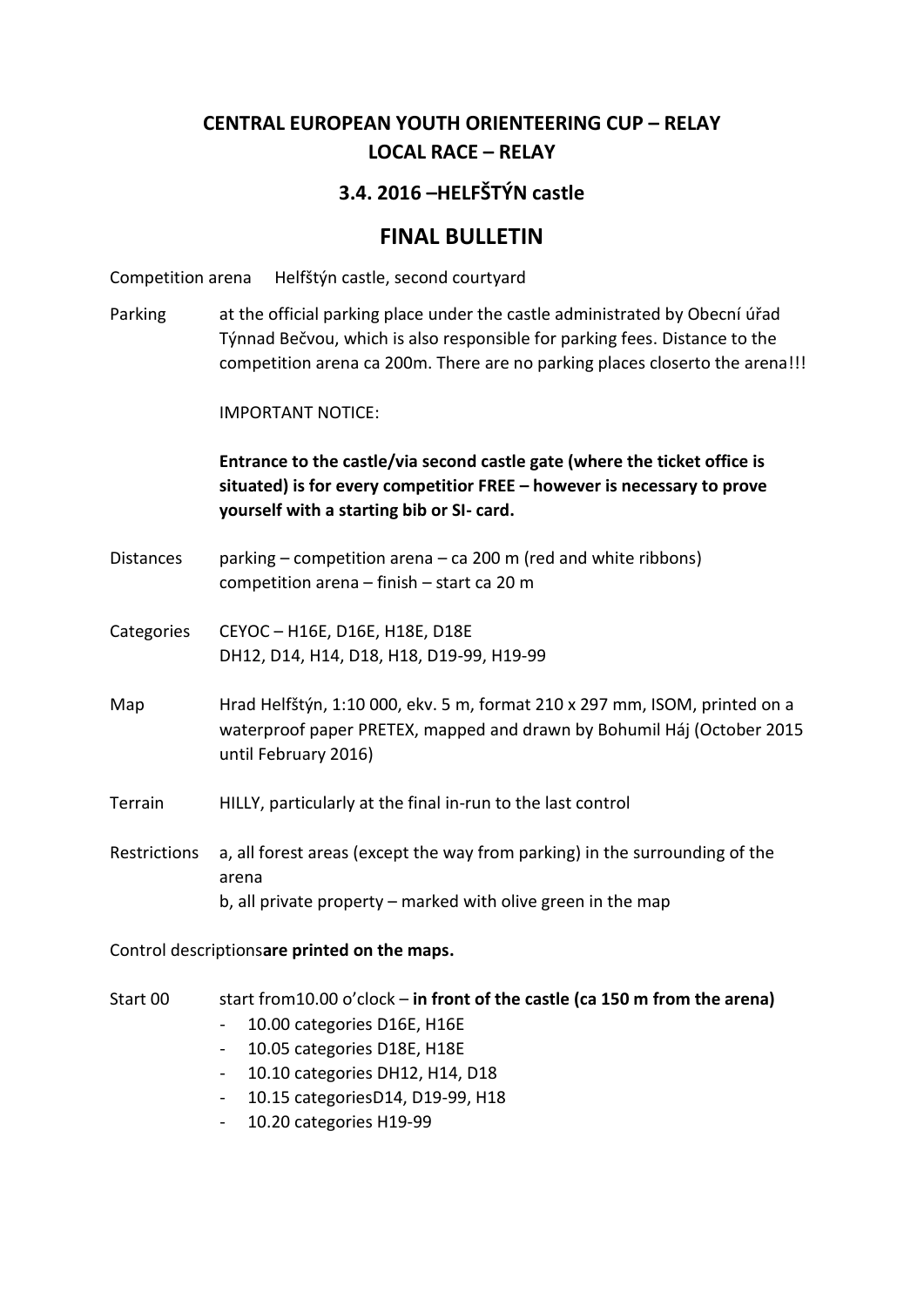# CENTRAL EUROPEAN YOUTH ORIENTEERING CUP – RELAY
# LOCAL RACE – RELAY

## 3.4. 2016 –HELFŠTÝN castle

# FINAL BULLETIN

Competition arena Helfštýn castle, second courtyard

Parking at the official parking place under the castle administrated by Obecní úřad Týnnad Bečvou, which is also responsible for parking fees. Distance to the competition arena ca 200m. There are no parking places closerto the arena!!!

IMPORTANT NOTICE:

**Entrance to the castle/via second castle gate (where the ticket office is situated) is for every competitior FREE – however is necessary to prove yourself with a starting bib or SI- card.**

Distances parking – competition arena – ca 200 m (red and white ribbons)
competition arena – finish – start ca 20 m

Categories CEYOC – H16E, D16E, H18E, D18E
DH12, D14, H14, D18, H18, D19-99, H19-99

Map Hrad Helfštýn, 1:10 000, ekv. 5 m, format 210 x 297 mm, ISOM, printed on a waterproof paper PRETEX, mapped and drawn by Bohumil Háj (October 2015 until February 2016)

Terrain HILLY, particularly at the final in-run to the last control

Restrictions a, all forest areas (except the way from parking) in the surrounding of the arena
b, all private property – marked with olive green in the map

Control descriptions**are printed on the maps.**

Start 00 start from10.00 o'clock – **in front of the castle (ca 150 m from the arena)**

- 10.00 categories D16E, H16E
- 10.05 categories D18E, H18E
- 10.10 categories DH12, H14, D18
- 10.15 categoriesD14, D19-99, H18
- 10.20 categories H19-99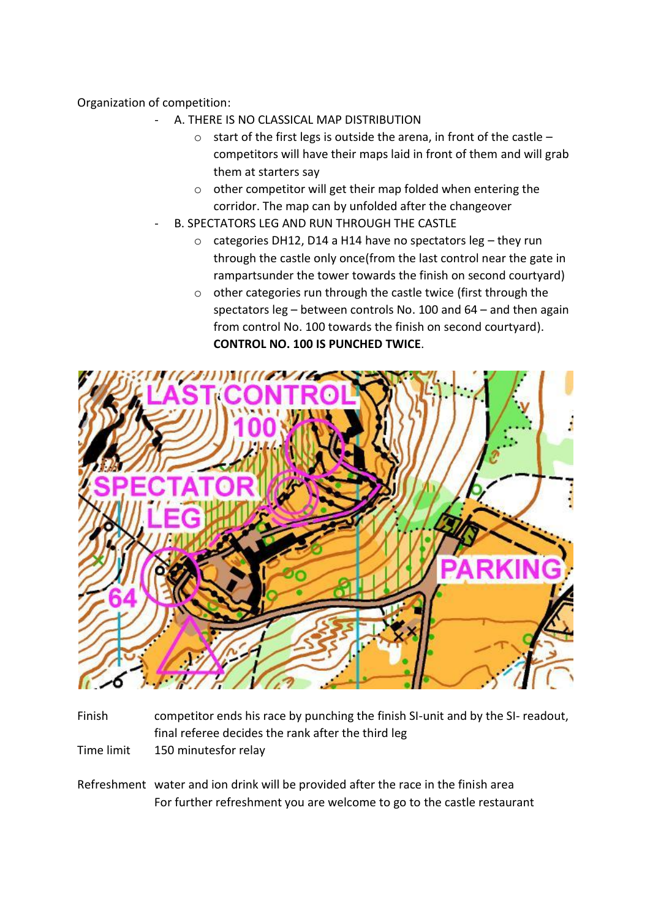Organization of competition:

- A. THERE IS NO CLASSICAL MAP DISTRIBUTION
  - start of the first legs is outside the arena, in front of the castle – competitors will have their maps laid in front of them and will grab them at starters say
  - other competitor will get their map folded when entering the corridor. The map can by unfolded after the changeover
- B. SPECTATORS LEG AND RUN THROUGH THE CASTLE
  - categories DH12, D14 a H14 have no spectators leg – they run through the castle only once(from the last control near the gate in ramparts under the tower towards the finish on second courtyard)
  - other categories run through the castle twice (first through the spectators leg – between controls No. 100 and 64 – and then again from control No. 100 towards the finish on second courtyard). **CONTROL NO. 100 IS PUNCHED TWICE**.

| | |
|---|---|
| Finish | competitor ends his race by punching the finish SI-unit and by the SI- readout, final referee decides the rank after the third leg |
| Time limit | 150 minutesfor relay |
| Refreshment | water and ion drink will be provided after the race in the finish area<br>For further refreshment you are welcome to go to the castle restaurant |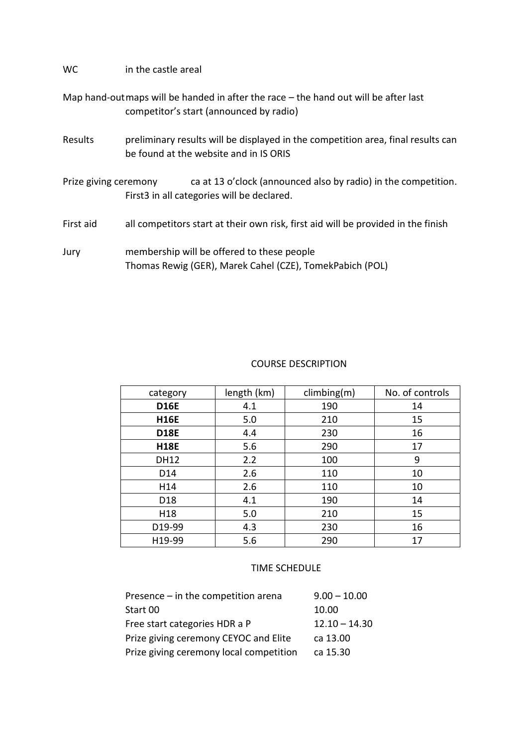WC in the castle areal

Map hand-out maps will be handed in after the race – the hand out will be after last competitor's start (announced by radio)

Results preliminary results will be displayed in the competition area, final results can be found at the website and in IS ORIS

Prize giving ceremony ca at 13 o'clock (announced also by radio) in the competition. First3 in all categories will be declared.

First aid all competitors start at their own risk, first aid will be provided in the finish

Jury membership will be offered to these people
Thomas Rewig (GER), Marek Cahel (CZE), TomekPabich (POL)

## COURSE DESCRIPTION

| category | length (km) | climbing(m) | No. of controls |
|---|---|---|---|
| **D16E** | 4.1 | 190 | 14 |
| **H16E** | 5.0 | 210 | 15 |
| **D18E** | 4.4 | 230 | 16 |
| **H18E** | 5.6 | 290 | 17 |
| DH12 | 2.2 | 100 | 9 |
| D14 | 2.6 | 110 | 10 |
| H14 | 2.6 | 110 | 10 |
| D18 | 4.1 | 190 | 14 |
| H18 | 5.0 | 210 | 15 |
| D19-99 | 4.3 | 230 | 16 |
| H19-99 | 5.6 | 290 | 17 |

## TIME SCHEDULE

| | |
|---|---|
| Presence – in the competition arena | 9.00 – 10.00 |
| Start 00 | 10.00 |
| Free start categories HDR a P | 12.10 – 14.30 |
| Prize giving ceremony CEYOC and Elite | ca 13.00 |
| Prize giving ceremony local competition | ca 15.30 |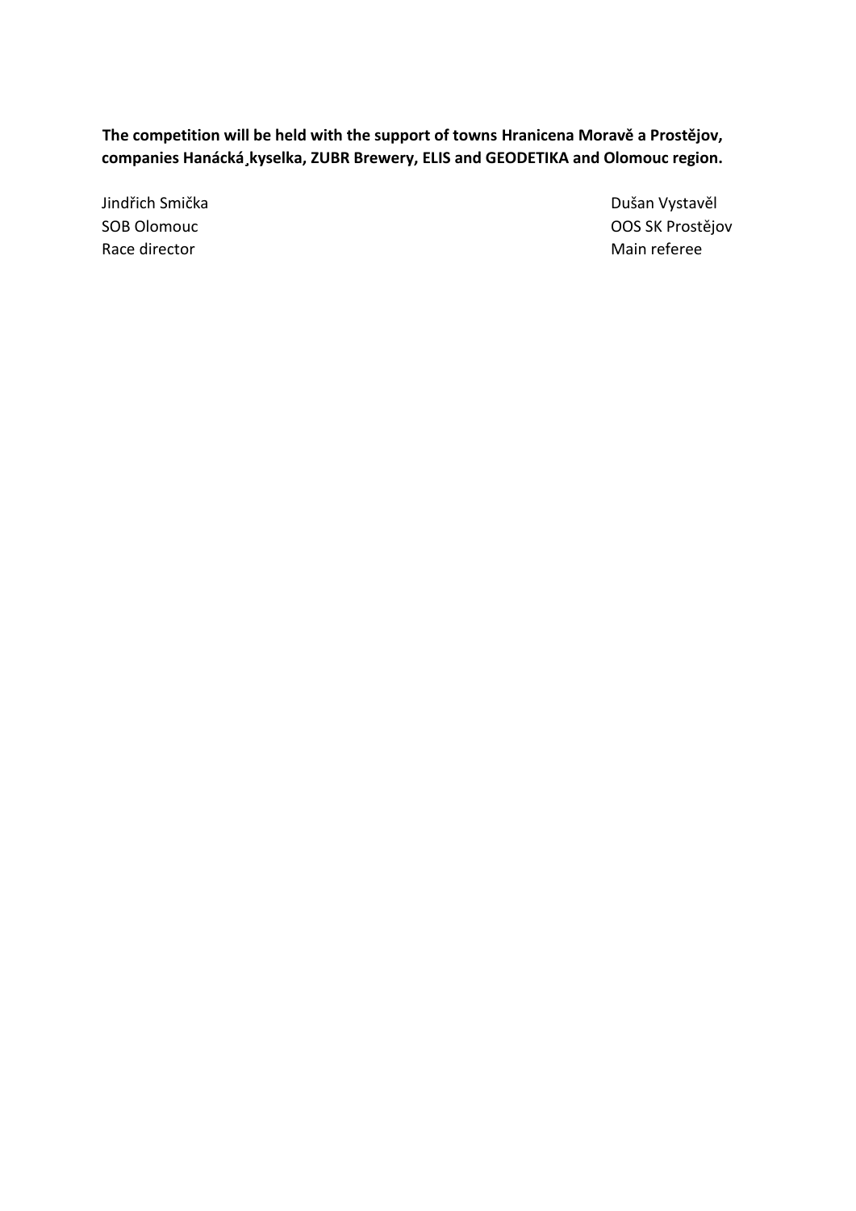**The competition will be held with the support of towns Hranicena Moravě a Prostějov, companies Hanácká¸kyselka, ZUBR Brewery, ELIS and GEODETIKA and Olomouc region.**

Jindřich Smička
SOB Olomouc
Race director

Dušan Vystavěl
OOS SK Prostějov
Main referee